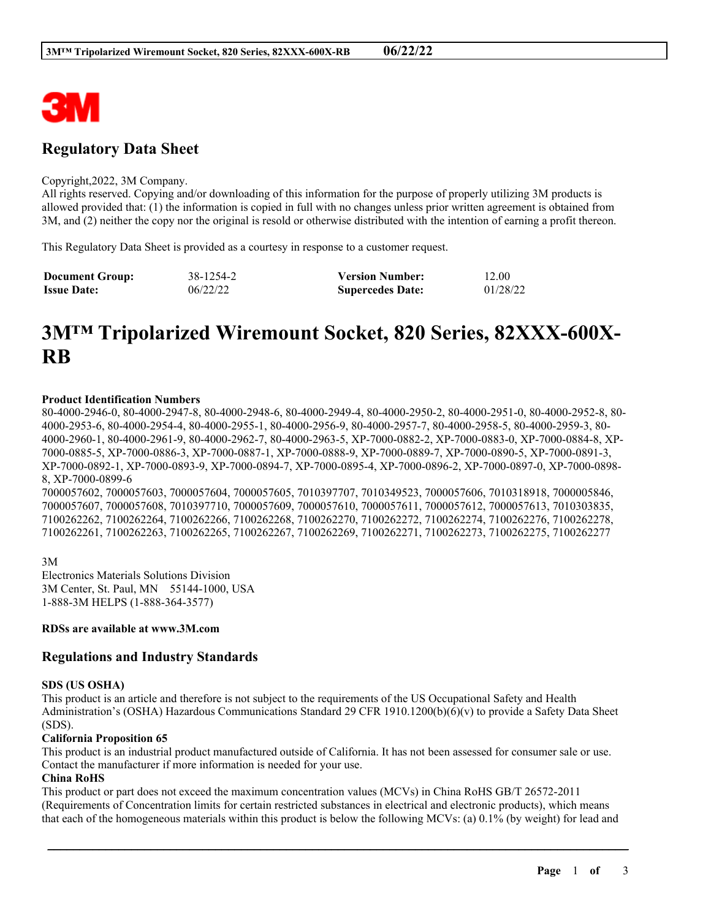## Regulatory Data Sheet

Copyright,2022, 3M Company.
All rights reserved. Copying and/or downloading of this information for the purpose of properly utilizing 3M products is allowed provided that: (1) the information is copied in full with no changes unless prior written agreement is obtained from 3M, and (2) neither the copy nor the original is resold or otherwise distributed with the intention of earning a profit thereon.

This Regulatory Data Sheet is provided as a courtesy in response to a customer request.

| | | | |
|---|---|---|---|
| **Document Group:** | 38-1254-2 | **Version Number:** | 12.00 |
| **Issue Date:** | 06/22/22 | **Supercedes Date:** | 01/28/22 |

# 3M™ Tripolarized Wiremount Socket, 820 Series, 82XXX-600X-RB

**Product Identification Numbers**
80-4000-2946-0, 80-4000-2947-8, 80-4000-2948-6, 80-4000-2949-4, 80-4000-2950-2, 80-4000-2951-0, 80-4000-2952-8, 80-4000-2953-6, 80-4000-2954-4, 80-4000-2955-1, 80-4000-2956-9, 80-4000-2957-7, 80-4000-2958-5, 80-4000-2959-3, 80-4000-2960-1, 80-4000-2961-9, 80-4000-2962-7, 80-4000-2963-5, XP-7000-0882-2, XP-7000-0883-0, XP-7000-0884-8, XP-7000-0885-5, XP-7000-0886-3, XP-7000-0887-1, XP-7000-0888-9, XP-7000-0889-7, XP-7000-0890-5, XP-7000-0891-3, XP-7000-0892-1, XP-7000-0893-9, XP-7000-0894-7, XP-7000-0895-4, XP-7000-0896-2, XP-7000-0897-0, XP-7000-0898-8, XP-7000-0899-6
7000057602, 7000057603, 7000057604, 7000057605, 7010397707, 7010349523, 7000057606, 7010318918, 7000005846, 7000057607, 7000057608, 7010397710, 7000057609, 7000057610, 7000057611, 7000057612, 7000057613, 7010303835, 7100262262, 7100262264, 7100262266, 7100262268, 7100262270, 7100262272, 7100262274, 7100262276, 7100262278, 7100262261, 7100262263, 7100262265, 7100262267, 7100262269, 7100262271, 7100262273, 7100262275, 7100262277

3M
Electronics Materials Solutions Division
3M Center, St. Paul, MN 55144-1000, USA
1-888-3M HELPS (1-888-364-3577)

**RDSs are available at www.3M.com**

## Regulations and Industry Standards

**SDS (US OSHA)**
This product is an article and therefore is not subject to the requirements of the US Occupational Safety and Health Administration's (OSHA) Hazardous Communications Standard 29 CFR 1910.1200(b)(6)(v) to provide a Safety Data Sheet (SDS).

**California Proposition 65**
This product is an industrial product manufactured outside of California. It has not been assessed for consumer sale or use. Contact the manufacturer if more information is needed for your use.

**China RoHS**
This product or part does not exceed the maximum concentration values (MCVs) in China RoHS GB/T 26572-2011 (Requirements of Concentration limits for certain restricted substances in electrical and electronic products), which means that each of the homogeneous materials within this product is below the following MCVs: (a) 0.1% (by weight) for lead and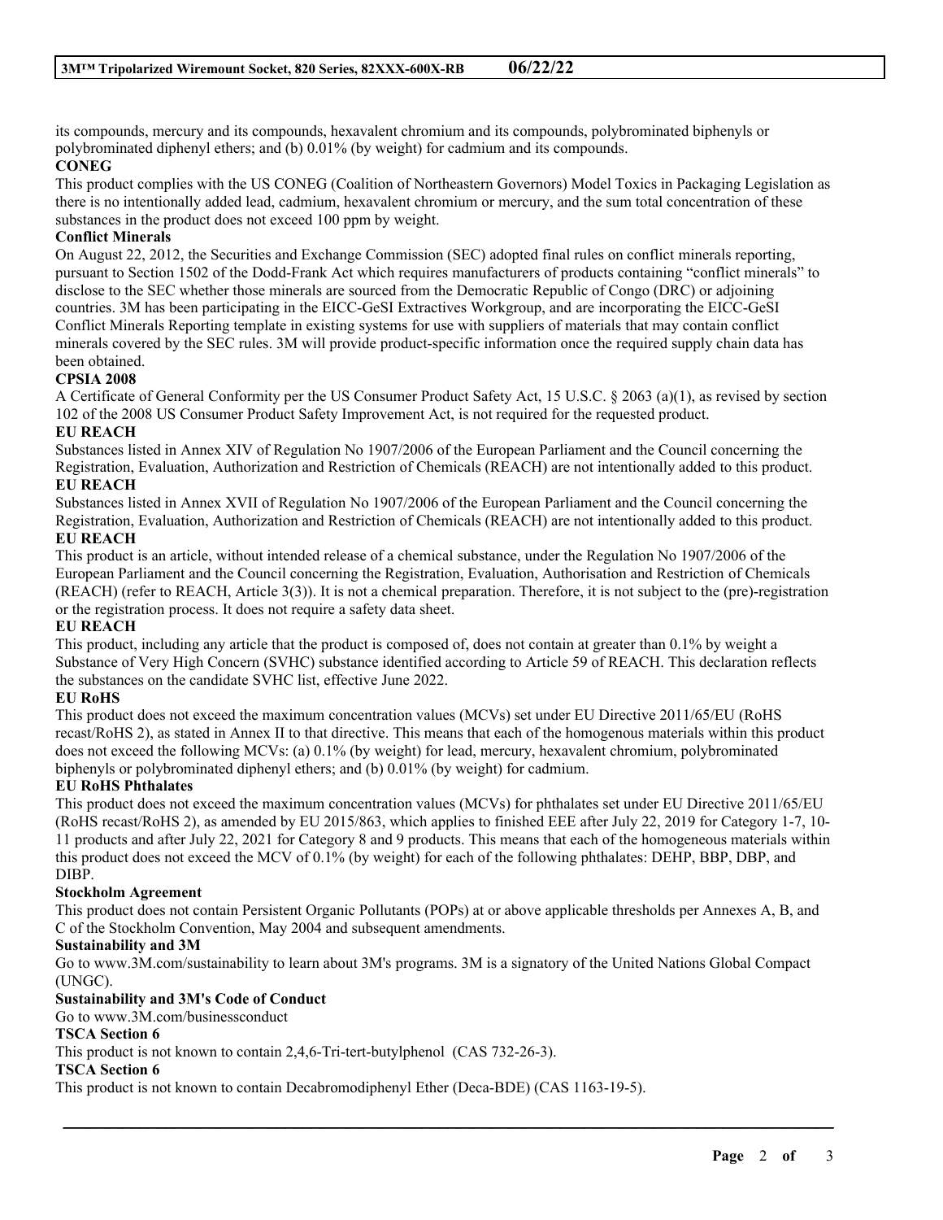its compounds, mercury and its compounds, hexavalent chromium and its compounds, polybrominated biphenyls or polybrominated diphenyl ethers; and (b) 0.01% (by weight) for cadmium and its compounds.

**CONEG**

This product complies with the US CONEG (Coalition of Northeastern Governors) Model Toxics in Packaging Legislation as there is no intentionally added lead, cadmium, hexavalent chromium or mercury, and the sum total concentration of these substances in the product does not exceed 100 ppm by weight.

**Conflict Minerals**

On August 22, 2012, the Securities and Exchange Commission (SEC) adopted final rules on conflict minerals reporting, pursuant to Section 1502 of the Dodd-Frank Act which requires manufacturers of products containing "conflict minerals" to disclose to the SEC whether those minerals are sourced from the Democratic Republic of Congo (DRC) or adjoining countries. 3M has been participating in the EICC-GeSI Extractives Workgroup, and are incorporating the EICC-GeSI Conflict Minerals Reporting template in existing systems for use with suppliers of materials that may contain conflict minerals covered by the SEC rules. 3M will provide product-specific information once the required supply chain data has been obtained.

**CPSIA 2008**

A Certificate of General Conformity per the US Consumer Product Safety Act, 15 U.S.C. § 2063 (a)(1), as revised by section 102 of the 2008 US Consumer Product Safety Improvement Act, is not required for the requested product.

**EU REACH**

Substances listed in Annex XIV of Regulation No 1907/2006 of the European Parliament and the Council concerning the Registration, Evaluation, Authorization and Restriction of Chemicals (REACH) are not intentionally added to this product.

**EU REACH**

Substances listed in Annex XVII of Regulation No 1907/2006 of the European Parliament and the Council concerning the Registration, Evaluation, Authorization and Restriction of Chemicals (REACH) are not intentionally added to this product.

**EU REACH**

This product is an article, without intended release of a chemical substance, under the Regulation No 1907/2006 of the European Parliament and the Council concerning the Registration, Evaluation, Authorisation and Restriction of Chemicals (REACH) (refer to REACH, Article 3(3)). It is not a chemical preparation. Therefore, it is not subject to the (pre)-registration or the registration process. It does not require a safety data sheet.

**EU REACH**

This product, including any article that the product is composed of, does not contain at greater than 0.1% by weight a Substance of Very High Concern (SVHC) substance identified according to Article 59 of REACH. This declaration reflects the substances on the candidate SVHC list, effective June 2022.

**EU RoHS**

This product does not exceed the maximum concentration values (MCVs) set under EU Directive 2011/65/EU (RoHS recast/RoHS 2), as stated in Annex II to that directive. This means that each of the homogenous materials within this product does not exceed the following MCVs: (a) 0.1% (by weight) for lead, mercury, hexavalent chromium, polybrominated biphenyls or polybrominated diphenyl ethers; and (b) 0.01% (by weight) for cadmium.

**EU RoHS Phthalates**

This product does not exceed the maximum concentration values (MCVs) for phthalates set under EU Directive 2011/65/EU (RoHS recast/RoHS 2), as amended by EU 2015/863, which applies to finished EEE after July 22, 2019 for Category 1-7, 10-11 products and after July 22, 2021 for Category 8 and 9 products. This means that each of the homogeneous materials within this product does not exceed the MCV of 0.1% (by weight) for each of the following phthalates: DEHP, BBP, DBP, and DIBP.

**Stockholm Agreement**

This product does not contain Persistent Organic Pollutants (POPs) at or above applicable thresholds per Annexes A, B, and C of the Stockholm Convention, May 2004 and subsequent amendments.

**Sustainability and 3M**

Go to www.3M.com/sustainability to learn about 3M's programs. 3M is a signatory of the United Nations Global Compact (UNGC).

**Sustainability and 3M's Code of Conduct**

Go to www.3M.com/businessconduct

**TSCA Section 6**

This product is not known to contain 2,4,6-Tri-tert-butylphenol (CAS 732-26-3).

**TSCA Section 6**

This product is not known to contain Decabromodiphenyl Ether (Deca-BDE) (CAS 1163-19-5).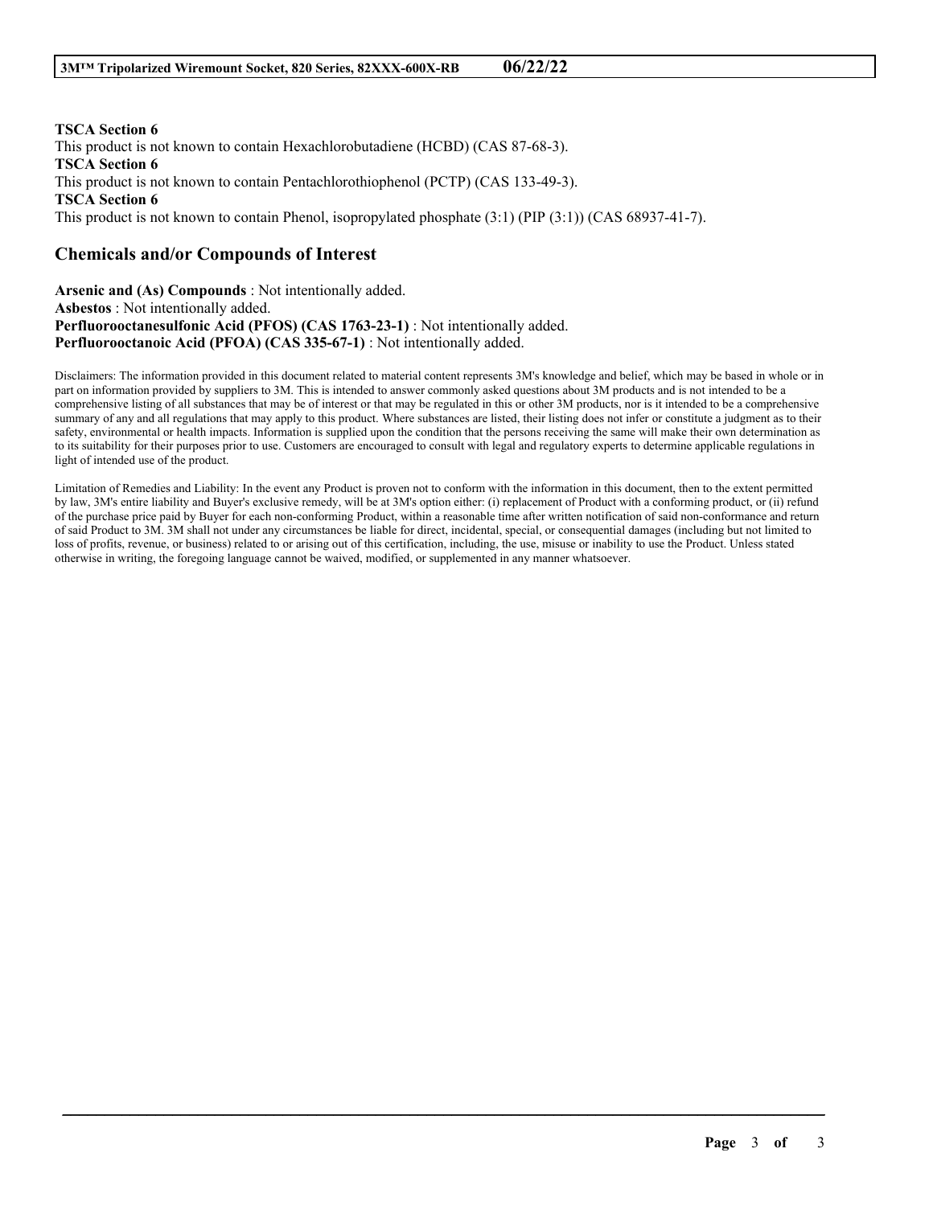**TSCA Section 6**

This product is not known to contain Hexachlorobutadiene (HCBD) (CAS 87-68-3).

**TSCA Section 6**

This product is not known to contain Pentachlorothiophenol (PCTP) (CAS 133-49-3).

**TSCA Section 6**

This product is not known to contain Phenol, isopropylated phosphate (3:1) (PIP (3:1)) (CAS 68937-41-7).

## Chemicals and/or Compounds of Interest

**Arsenic and (As) Compounds** : Not intentionally added.
**Asbestos** : Not intentionally added.
**Perfluorooctanesulfonic Acid (PFOS) (CAS 1763-23-1)** : Not intentionally added.
**Perfluorooctanoic Acid (PFOA) (CAS 335-67-1)** : Not intentionally added.

Disclaimers: The information provided in this document related to material content represents 3M's knowledge and belief, which may be based in whole or in part on information provided by suppliers to 3M. This is intended to answer commonly asked questions about 3M products and is not intended to be a comprehensive listing of all substances that may be of interest or that may be regulated in this or other 3M products, nor is it intended to be a comprehensive summary of any and all regulations that may apply to this product. Where substances are listed, their listing does not infer or constitute a judgment as to their safety, environmental or health impacts. Information is supplied upon the condition that the persons receiving the same will make their own determination as to its suitability for their purposes prior to use. Customers are encouraged to consult with legal and regulatory experts to determine applicable regulations in light of intended use of the product.

Limitation of Remedies and Liability: In the event any Product is proven not to conform with the information in this document, then to the extent permitted by law, 3M's entire liability and Buyer's exclusive remedy, will be at 3M's option either: (i) replacement of Product with a conforming product, or (ii) refund of the purchase price paid by Buyer for each non-conforming Product, within a reasonable time after written notification of said non-conformance and return of said Product to 3M. 3M shall not under any circumstances be liable for direct, incidental, special, or consequential damages (including but not limited to loss of profits, revenue, or business) related to or arising out of this certification, including, the use, misuse or inability to use the Product. Unless stated otherwise in writing, the foregoing language cannot be waived, modified, or supplemented in any manner whatsoever.